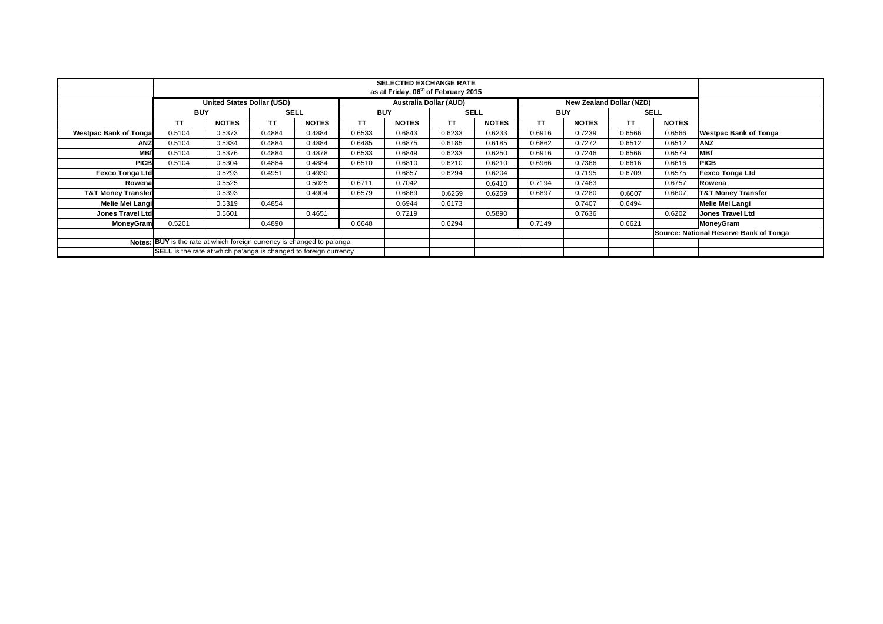| | SELECTED EXCHANGE RATE | | | | | | | | | | | | |
|---|---|---|---|---|---|---|---|---|---|---|---|---|---|
| | as at Friday, 06th of February 2015 | | | | | | | | | | | | |
| | United States Dollar (USD) | | | | Australia Dollar (AUD) | | | | New Zealand Dollar (NZD) | | | | |
| | BUY | | SELL | | BUY | | SELL | | BUY | | SELL | | |
| | TT | NOTES | TT | NOTES | TT | NOTES | TT | NOTES | TT | NOTES | TT | NOTES | |
| **Westpac Bank of Tonga** | 0.5104 | 0.5373 | 0.4884 | 0.4884 | 0.6533 | 0.6843 | 0.6233 | 0.6233 | 0.6916 | 0.7239 | 0.6566 | 0.6566 | **Westpac Bank of Tonga** |
| **ANZ** | 0.5104 | 0.5334 | 0.4884 | 0.4884 | 0.6485 | 0.6875 | 0.6185 | 0.6185 | 0.6862 | 0.7272 | 0.6512 | 0.6512 | **ANZ** |
| **MBf** | 0.5104 | 0.5376 | 0.4884 | 0.4878 | 0.6533 | 0.6849 | 0.6233 | 0.6250 | 0.6916 | 0.7246 | 0.6566 | 0.6579 | **MBf** |
| **PICB** | 0.5104 | 0.5304 | 0.4884 | 0.4884 | 0.6510 | 0.6810 | 0.6210 | 0.6210 | 0.6966 | 0.7366 | 0.6616 | 0.6616 | **PICB** |
| **Fexco Tonga Ltd** | | 0.5293 | 0.4951 | 0.4930 | | 0.6857 | 0.6294 | 0.6204 | | 0.7195 | 0.6709 | 0.6575 | **Fexco Tonga Ltd** |
| **Rowena** | | 0.5525 | | 0.5025 | 0.6711 | 0.7042 | | 0.6410 | 0.7194 | 0.7463 | | 0.6757 | **Rowena** |
| **T&T Money Transfer** | | 0.5393 | | 0.4904 | 0.6579 | 0.6869 | 0.6259 | 0.6259 | 0.6897 | 0.7280 | 0.6607 | 0.6607 | **T&T Money Transfer** |
| **Melie Mei Langi** | | 0.5319 | 0.4854 | | | 0.6944 | 0.6173 | | | 0.7407 | 0.6494 | | **Melie Mei Langi** |
| **Jones Travel Ltd** | | 0.5601 | | 0.4651 | | 0.7219 | | 0.5890 | | 0.7636 | | 0.6202 | **Jones Travel Ltd** |
| **MoneyGram** | 0.5201 | | 0.4890 | | 0.6648 | | 0.6294 | | 0.7149 | | 0.6621 | | **MoneyGram** |
| | | | | | | | | | | | | | **Source: National Reserve Bank of Tonga** |
| **Notes:** | **BUY** is the rate at which foreign currency is changed to pa'anga | | | | | | | | | | | | |
| | **SELL** is the rate at which pa'anga is changed to foreign currency | | | | | | | | | | | | |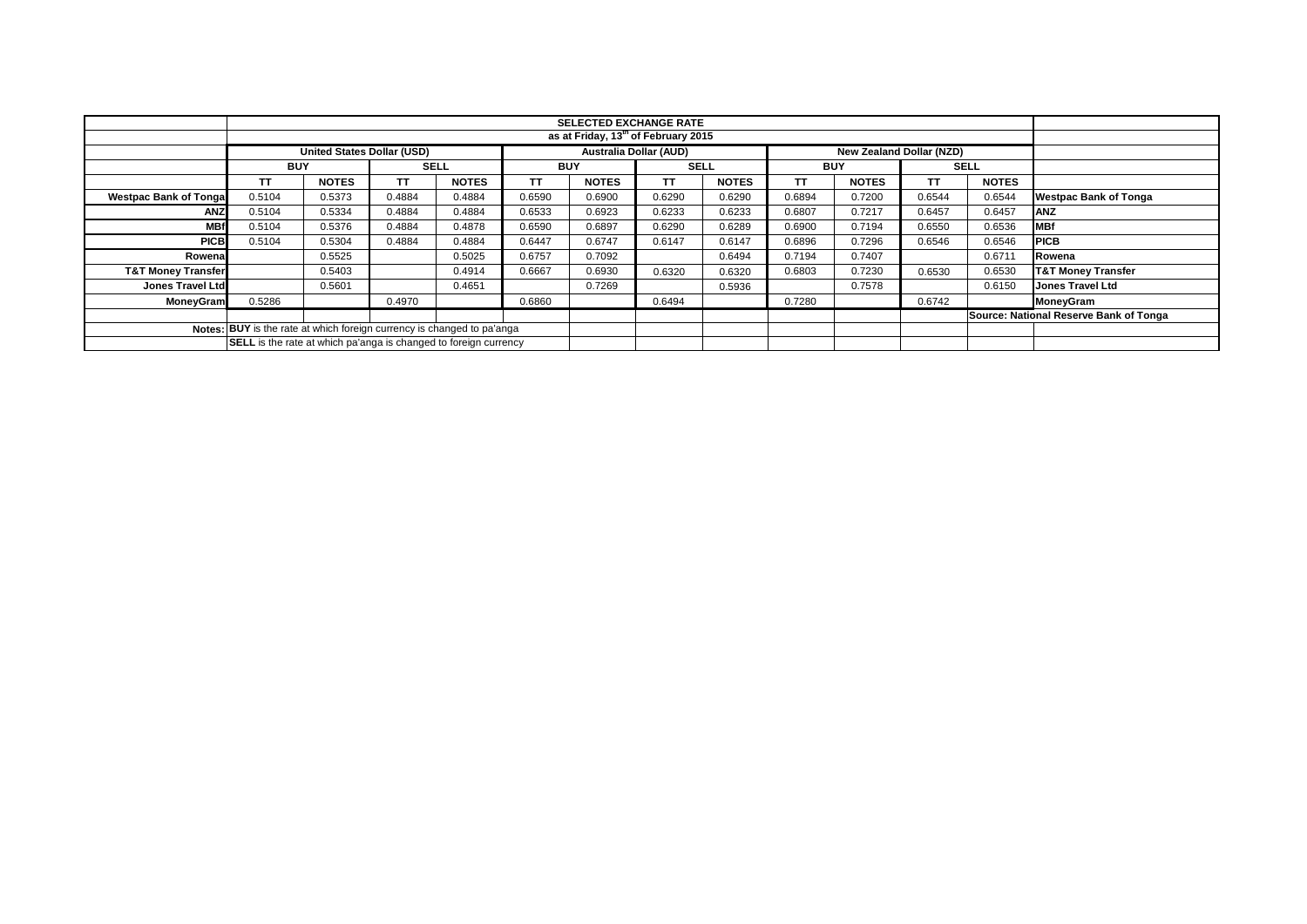| | SELECTED EXCHANGE RATE | | | | | | | | | | | | |
|---|---|---|---|---|---|---|---|---|---|---|---|---|---|
| | as at Friday, 13th of February 2015 | | | | | | | | | | | | |
| | United States Dollar (USD) | | | | Australia Dollar (AUD) | | | | New Zealand Dollar (NZD) | | | | |
| | BUY | | SELL | | BUY | | SELL | | BUY | | SELL | | |
| | TT | NOTES | TT | NOTES | TT | NOTES | TT | NOTES | TT | NOTES | TT | NOTES | |
| **Westpac Bank of Tonga** | 0.5104 | 0.5373 | 0.4884 | 0.4884 | 0.6590 | 0.6900 | 0.6290 | 0.6290 | 0.6894 | 0.7200 | 0.6544 | 0.6544 | **Westpac Bank of Tonga** |
| **ANZ** | 0.5104 | 0.5334 | 0.4884 | 0.4884 | 0.6533 | 0.6923 | 0.6233 | 0.6233 | 0.6807 | 0.7217 | 0.6457 | 0.6457 | **ANZ** |
| **MBf** | 0.5104 | 0.5376 | 0.4884 | 0.4878 | 0.6590 | 0.6897 | 0.6290 | 0.6289 | 0.6900 | 0.7194 | 0.6550 | 0.6536 | **MBf** |
| **PICB** | 0.5104 | 0.5304 | 0.4884 | 0.4884 | 0.6447 | 0.6747 | 0.6147 | 0.6147 | 0.6896 | 0.7296 | 0.6546 | 0.6546 | **PICB** |
| **Rowena** | | 0.5525 | | 0.5025 | 0.6757 | 0.7092 | | 0.6494 | 0.7194 | 0.7407 | | 0.6711 | **Rowena** |
| **T&T Money Transfer** | | 0.5403 | | 0.4914 | 0.6667 | 0.6930 | 0.6320 | 0.6320 | 0.6803 | 0.7230 | 0.6530 | 0.6530 | **T&T Money Transfer** |
| **Jones Travel Ltd** | | 0.5601 | | 0.4651 | | 0.7269 | | 0.5936 | | 0.7578 | | 0.6150 | **Jones Travel Ltd** |
| **MoneyGram** | 0.5286 | | 0.4970 | | 0.6860 | | 0.6494 | | 0.7280 | | 0.6742 | | **MoneyGram** |
| | | | | | | | | | | | | | **Source: National Reserve Bank of Tonga** |
| **Notes:** | **BUY** is the rate at which foreign currency is changed to pa'anga | | | | | | | | | | | | |
| | **SELL** is the rate at which pa'anga is changed to foreign currency | | | | | | | | | | | | |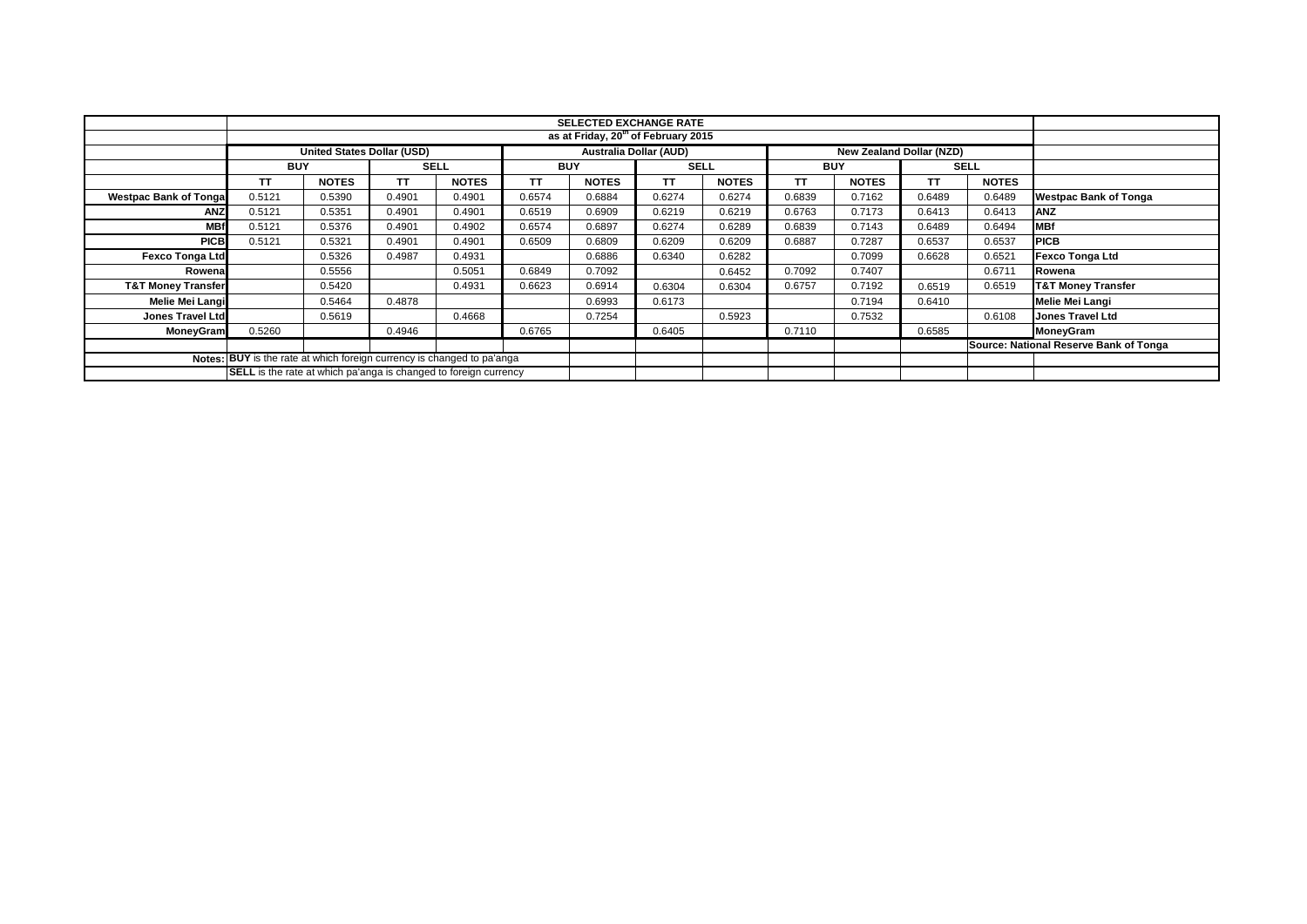**SELECTED EXCHANGE RATE**

**as at Friday, 20th of February 2015**

| | United States Dollar (USD) | | | | Australia Dollar (AUD) | | | | New Zealand Dollar (NZD) | | | | |
|---|---|---|---|---|---|---|---|---|---|---|---|---|---|
| | BUY | | SELL | | BUY | | SELL | | BUY | | SELL | | |
| | TT | NOTES | TT | NOTES | TT | NOTES | TT | NOTES | TT | NOTES | TT | NOTES | |
| Westpac Bank of Tonga | 0.5121 | 0.5390 | 0.4901 | 0.4901 | 0.6574 | 0.6884 | 0.6274 | 0.6274 | 0.6839 | 0.7162 | 0.6489 | 0.6489 | Westpac Bank of Tonga |
| ANZ | 0.5121 | 0.5351 | 0.4901 | 0.4901 | 0.6519 | 0.6909 | 0.6219 | 0.6219 | 0.6763 | 0.7173 | 0.6413 | 0.6413 | ANZ |
| MBf | 0.5121 | 0.5376 | 0.4901 | 0.4902 | 0.6574 | 0.6897 | 0.6274 | 0.6289 | 0.6839 | 0.7143 | 0.6489 | 0.6494 | MBf |
| PICB | 0.5121 | 0.5321 | 0.4901 | 0.4901 | 0.6509 | 0.6809 | 0.6209 | 0.6209 | 0.6887 | 0.7287 | 0.6537 | 0.6537 | PICB |
| Fexco Tonga Ltd | | 0.5326 | 0.4987 | 0.4931 | | 0.6886 | 0.6340 | 0.6282 | | 0.7099 | 0.6628 | 0.6521 | Fexco Tonga Ltd |
| Rowena | | 0.5556 | | 0.5051 | 0.6849 | 0.7092 | | 0.6452 | 0.7092 | 0.7407 | | 0.6711 | Rowena |
| T&T Money Transfer | | 0.5420 | | 0.4931 | 0.6623 | 0.6914 | 0.6304 | 0.6304 | 0.6757 | 0.7192 | 0.6519 | 0.6519 | T&T Money Transfer |
| Melie Mei Langi | | 0.5464 | 0.4878 | | | 0.6993 | 0.6173 | | | 0.7194 | 0.6410 | | Melie Mei Langi |
| Jones Travel Ltd | | 0.5619 | | 0.4668 | | 0.7254 | | 0.5923 | | 0.7532 | | 0.6108 | Jones Travel Ltd |
| MoneyGram | 0.5260 | | 0.4946 | | 0.6765 | | 0.6405 | | 0.7110 | | 0.6585 | | MoneyGram |
| | | | | | | | | | | | | | Source: National Reserve Bank of Tonga |

Notes: **BUY** is the rate at which foreign currency is changed to pa'anga

**SELL** is the rate at which pa'anga is changed to foreign currency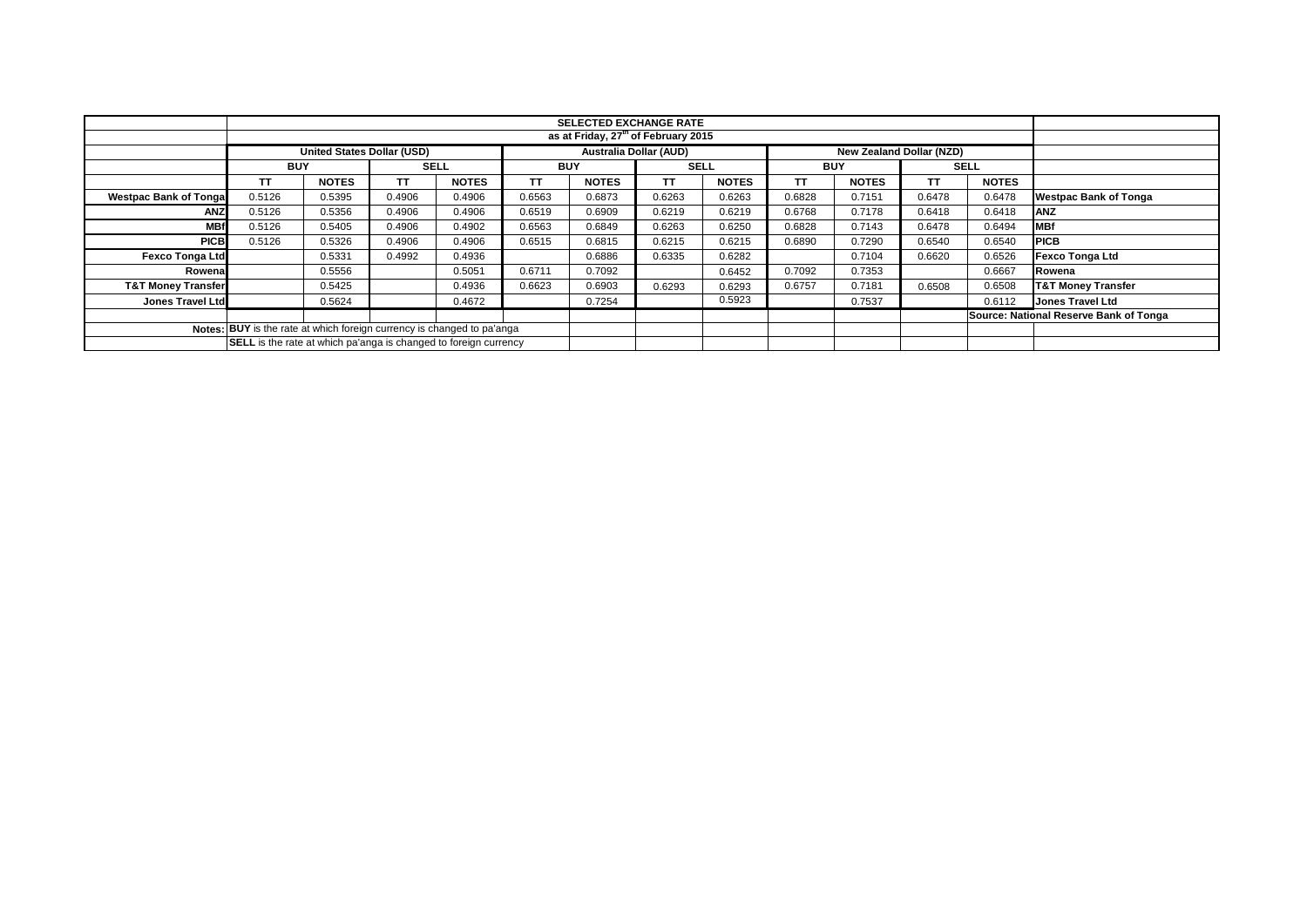| | SELECTED EXCHANGE RATE | | | | | | | | | | | | |
|---|---|---|---|---|---|---|---|---|---|---|---|---|---|
| | as at Friday, 27th of February 2015 | | | | | | | | | | | | |
| | United States Dollar (USD) | | | | Australia Dollar (AUD) | | | | New Zealand Dollar (NZD) | | | | |
| | BUY | | SELL | | BUY | | SELL | | BUY | | SELL | | |
| | TT | NOTES | TT | NOTES | TT | NOTES | TT | NOTES | TT | NOTES | TT | NOTES | |
| Westpac Bank of Tonga | 0.5126 | 0.5395 | 0.4906 | 0.4906 | 0.6563 | 0.6873 | 0.6263 | 0.6263 | 0.6828 | 0.7151 | 0.6478 | 0.6478 | Westpac Bank of Tonga |
| ANZ | 0.5126 | 0.5356 | 0.4906 | 0.4906 | 0.6519 | 0.6909 | 0.6219 | 0.6219 | 0.6768 | 0.7178 | 0.6418 | 0.6418 | ANZ |
| MBf | 0.5126 | 0.5405 | 0.4906 | 0.4902 | 0.6563 | 0.6849 | 0.6263 | 0.6250 | 0.6828 | 0.7143 | 0.6478 | 0.6494 | MBf |
| PICB | 0.5126 | 0.5326 | 0.4906 | 0.4906 | 0.6515 | 0.6815 | 0.6215 | 0.6215 | 0.6890 | 0.7290 | 0.6540 | 0.6540 | PICB |
| Fexco Tonga Ltd | | 0.5331 | 0.4992 | 0.4936 | | 0.6886 | 0.6335 | 0.6282 | | 0.7104 | 0.6620 | 0.6526 | Fexco Tonga Ltd |
| Rowena | | 0.5556 | | 0.5051 | 0.6711 | 0.7092 | | 0.6452 | 0.7092 | 0.7353 | | 0.6667 | Rowena |
| T&T Money Transfer | | 0.5425 | | 0.4936 | 0.6623 | 0.6903 | 0.6293 | 0.6293 | 0.6757 | 0.7181 | 0.6508 | 0.6508 | T&T Money Transfer |
| Jones Travel Ltd | | 0.5624 | | 0.4672 | | 0.7254 | | 0.5923 | | 0.7537 | | 0.6112 | Jones Travel Ltd |
| | | | | | | | | | | | | | Source: National Reserve Bank of Tonga |
| Notes: | BUY is the rate at which foreign currency is changed to pa'anga | | | | | | | | | | | | |
| | SELL is the rate at which pa'anga is changed to foreign currency | | | | | | | | | | | | |